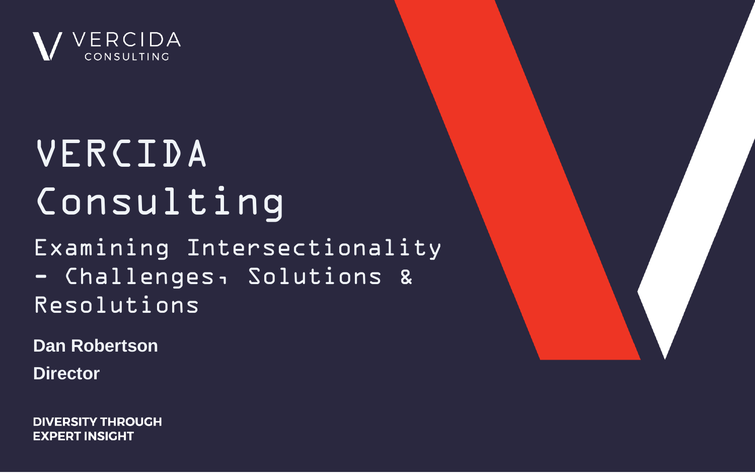VERCIDA CONSULTING

# VERCIDA Consulting

## Examining Intersectionality - Challenges, Solutions & Resolutions

**Dan Robertson**

**Director**

**DIVERSITY THROUGH EXPERT INSIGHT**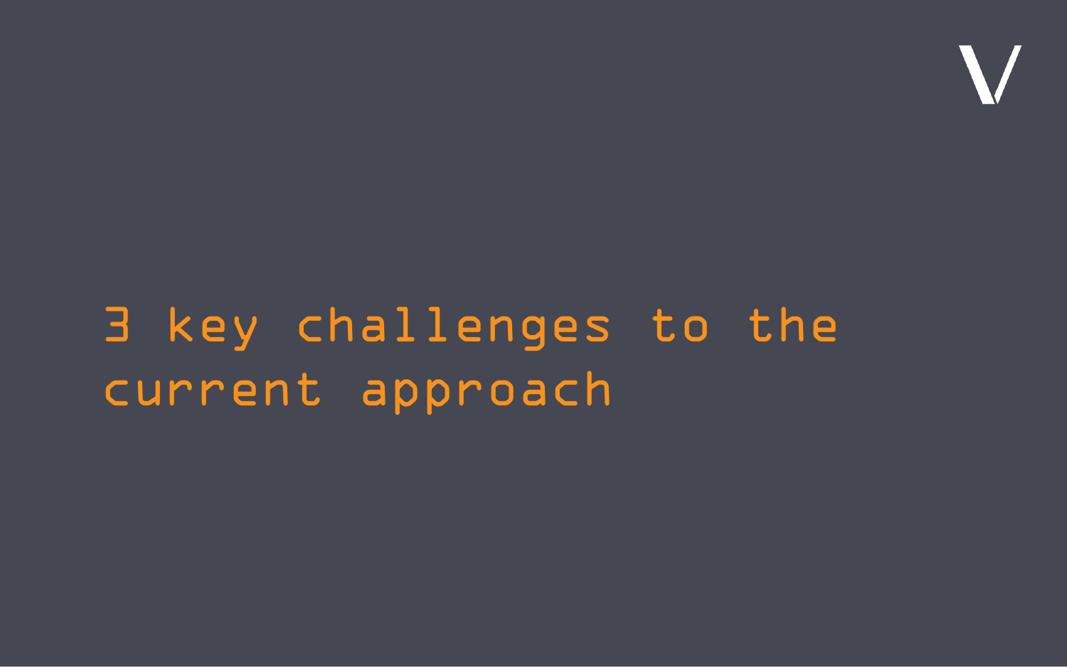# 3 key challenges to the current approach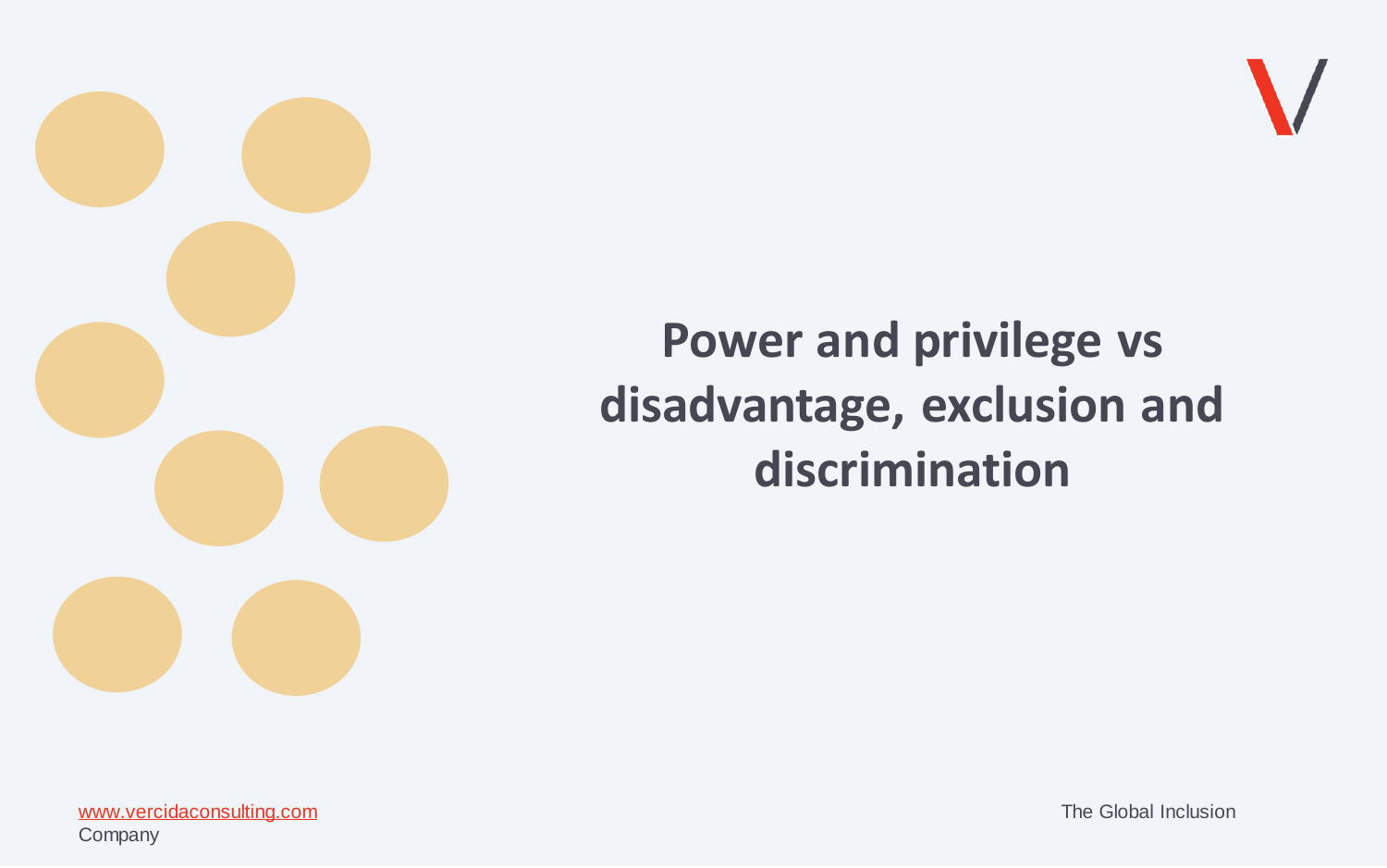# Power and privilege vs disadvantage, exclusion and discrimination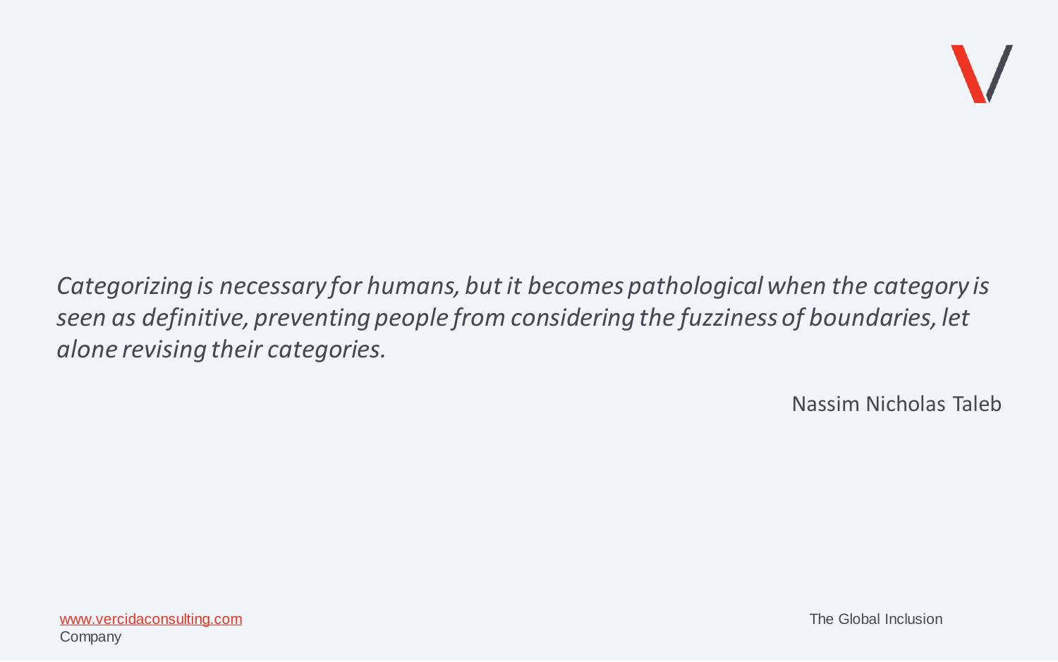*Categorizing is necessary for humans, but it becomes pathological when the category is seen as definitive, preventing people from considering the fuzziness of boundaries, let alone revising their categories.*

Nassim Nicholas Taleb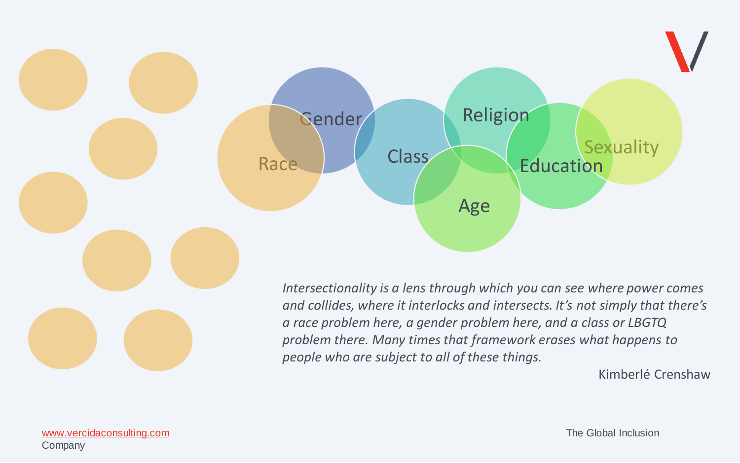Race

Gender

Class

Religion

Age

Education

Sexuality

*Intersectionality is a lens through which you can see where power comes and collides, where it interlocks and intersects. It's not simply that there's a race problem here, a gender problem here, and a class or LBGTQ problem there. Many times that framework erases what happens to people who are subject to all of these things.*

Kimberlé Crenshaw

[www.vercidaconsulting.com](http://www.vercidaconsulting.com)

The Global Inclusion Company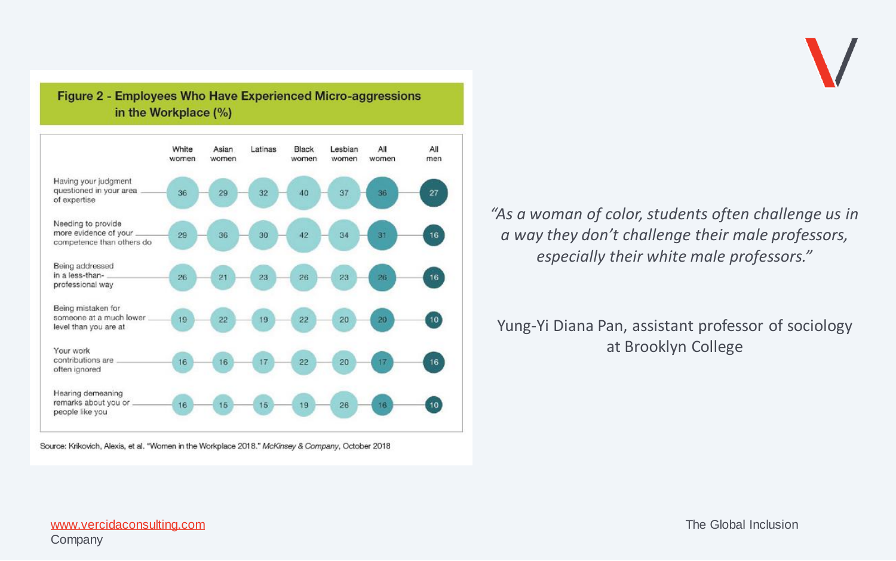**Figure 2 - Employees Who Have Experienced Micro-aggressions in the Workplace (%)**

| | White women | Asian women | Latinas | Black women | Lesbian women | All women | All men |
|---|---|---|---|---|---|---|---|
| Having your judgment questioned in your area of expertise | 36 | 29 | 32 | 40 | 37 | 36 | 27 |
| Needing to provide more evidence of your competence than others do | 29 | 36 | 30 | 42 | 34 | 31 | 16 |
| Being addressed in a less-than-professional way | 26 | 21 | 23 | 26 | 23 | 26 | 16 |
| Being mistaken for someone at a much lower level than you are at | 19 | 22 | 19 | 22 | 20 | 20 | 10 |
| Your work contributions are often ignored | 16 | 16 | 17 | 22 | 20 | 17 | 16 |
| Hearing demeaning remarks about you or people like you | 16 | 15 | 15 | 19 | 26 | 16 | 10 |

Source: Krikovich, Alexis, et al. "Women in the Workplace 2018." *McKinsey & Company*, October 2018

*"As a woman of color, students often challenge us in a way they don't challenge their male professors, especially their white male professors."*

Yung-Yi Diana Pan, assistant professor of sociology at Brooklyn College

www.vercidaconsulting.com
Company

The Global Inclusion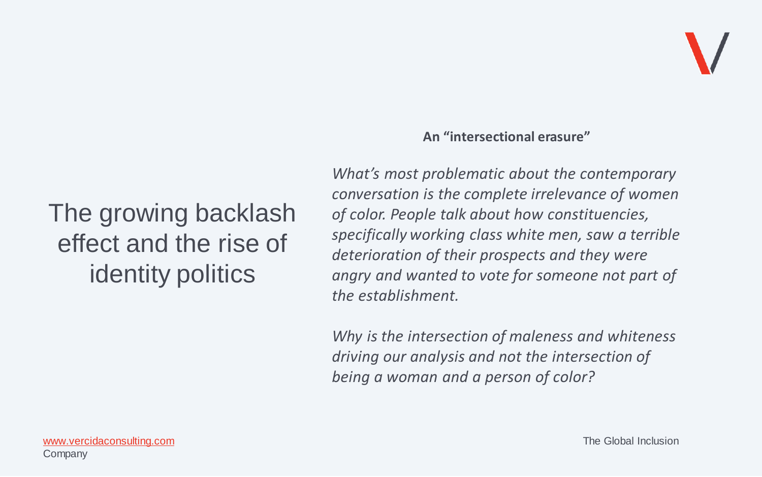# The growing backlash effect and the rise of identity politics

**An "intersectional erasure"**

*What's most problematic about the contemporary conversation is the complete irrelevance of women of color. People talk about how constituencies, specifically working class white men, saw a terrible deterioration of their prospects and they were angry and wanted to vote for someone not part of the establishment.*

*Why is the intersection of maleness and whiteness driving our analysis and not the intersection of being a woman and a person of color?*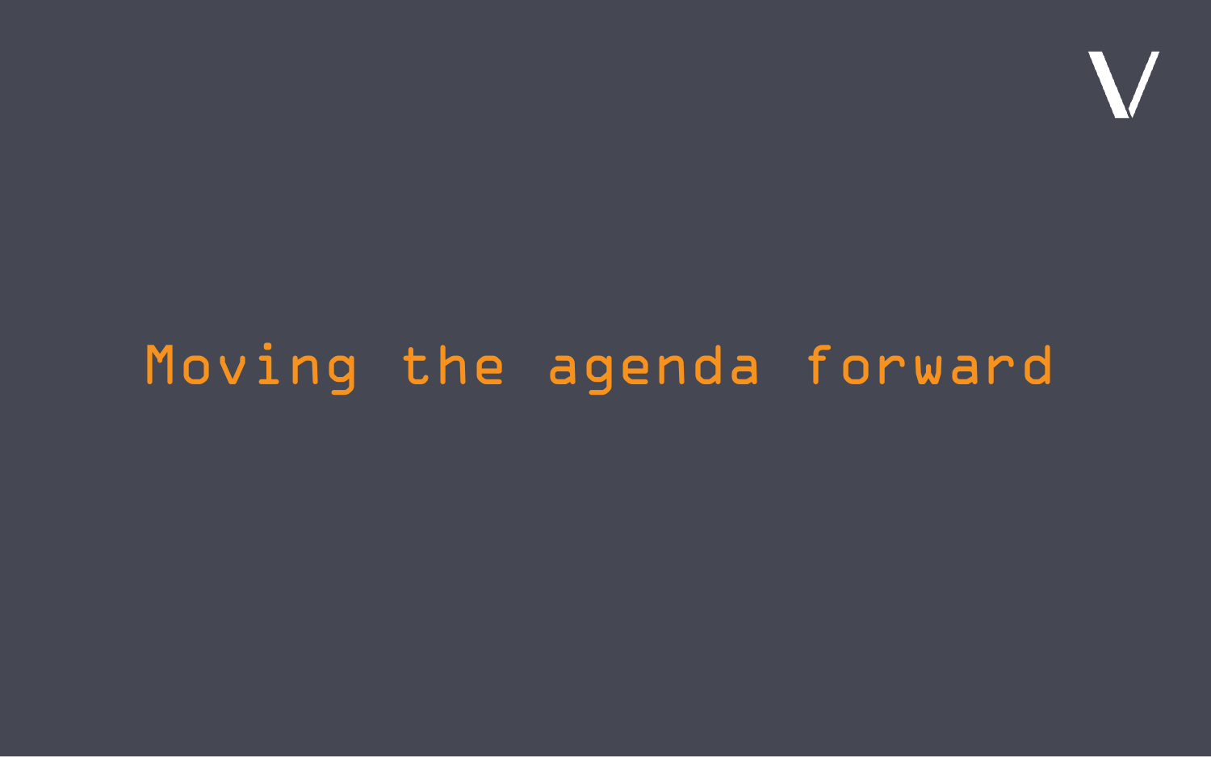# Moving the agenda forward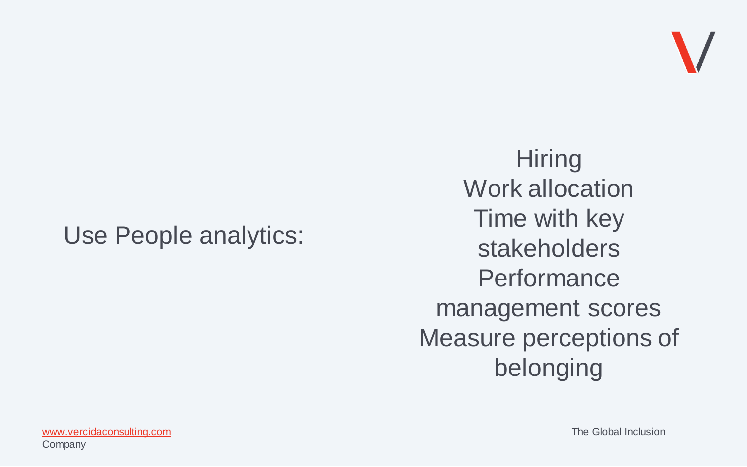Use People analytics:

- Hiring
- Work allocation
- Time with key stakeholders
- Performance management scores
- Measure perceptions of belonging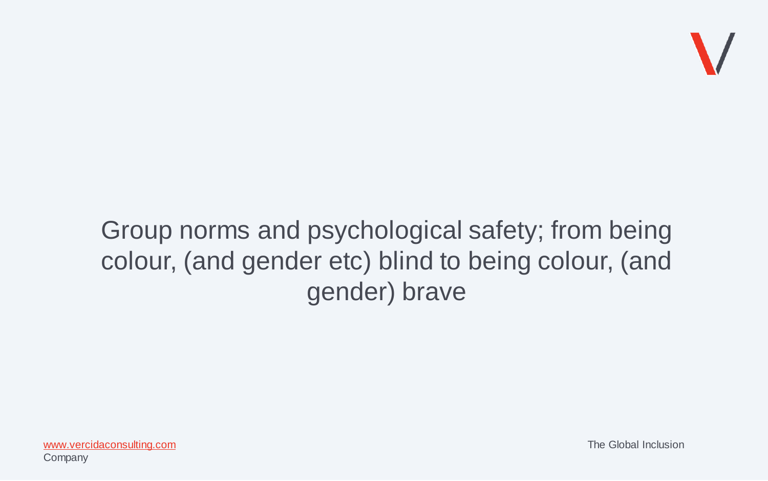# Group norms and psychological safety; from being colour, (and gender etc) blind to being colour, (and gender) brave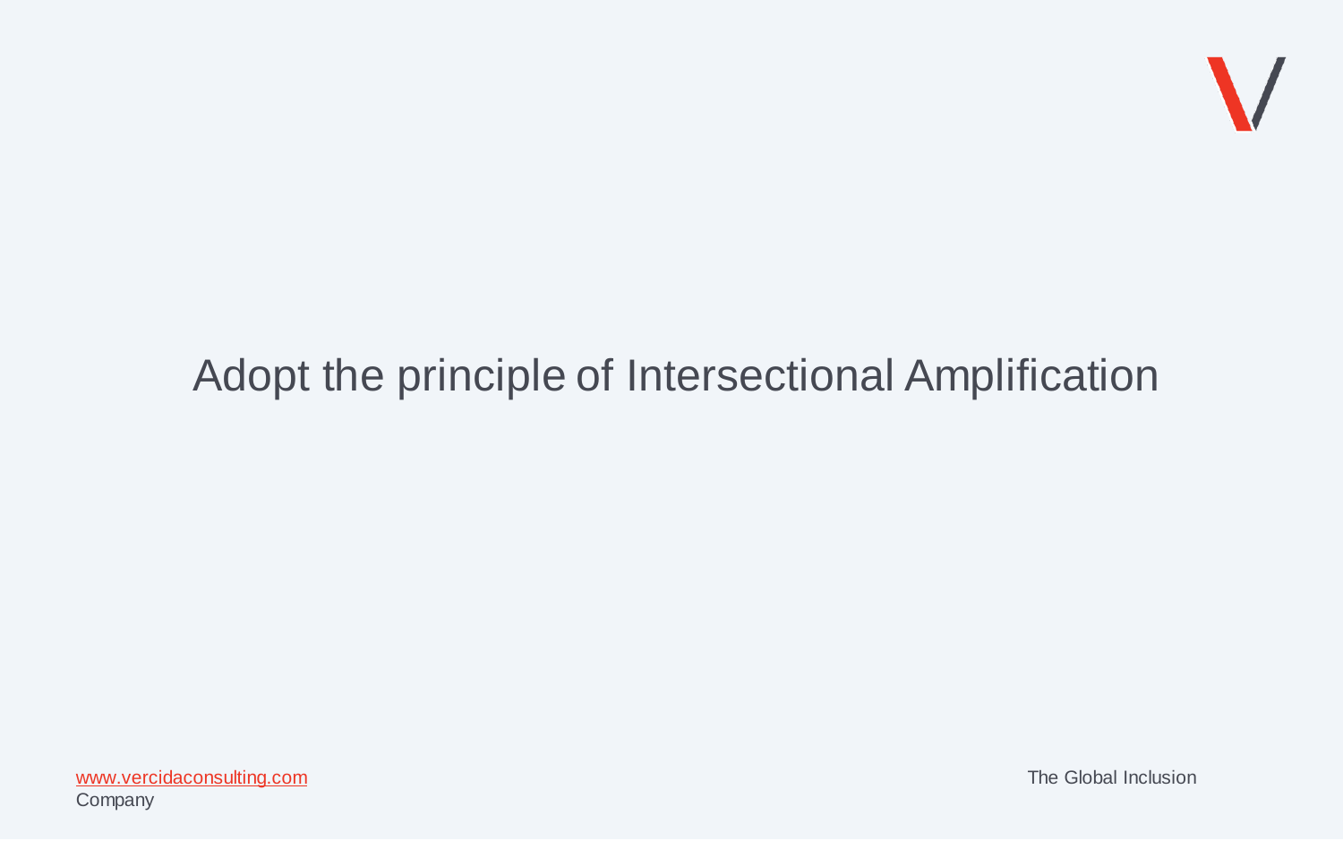# Adopt the principle of Intersectional Amplification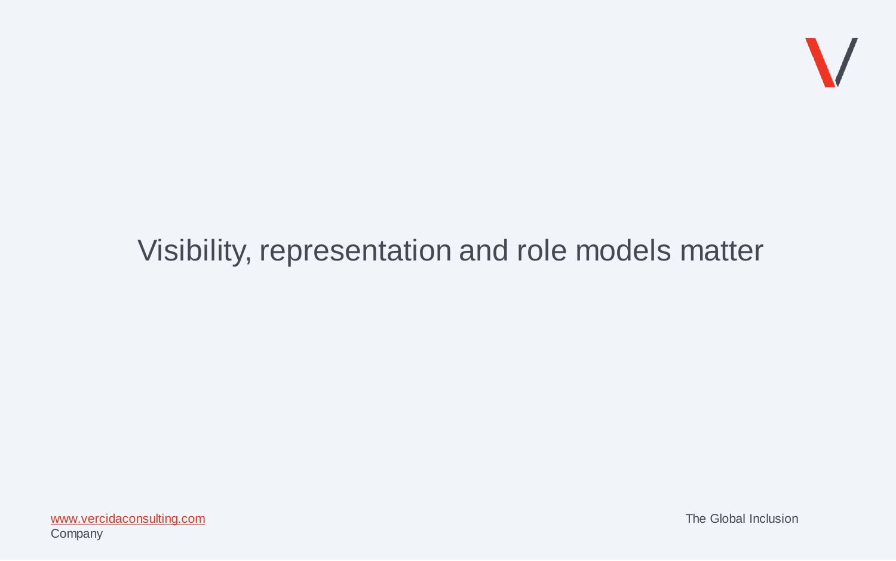# Visibility, representation and role models matter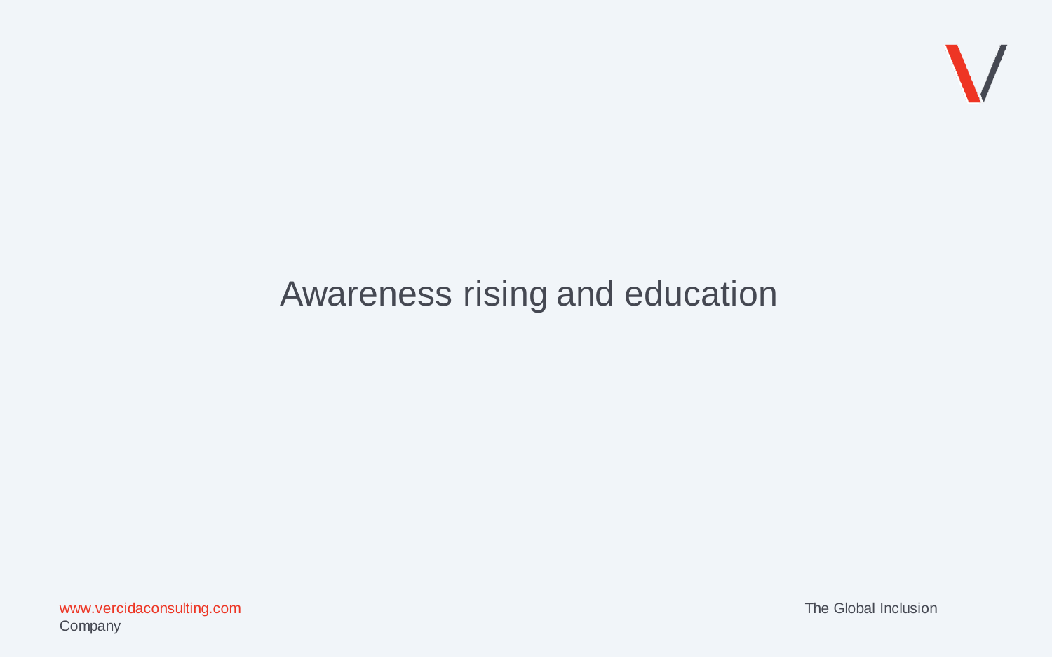# Awareness rising and education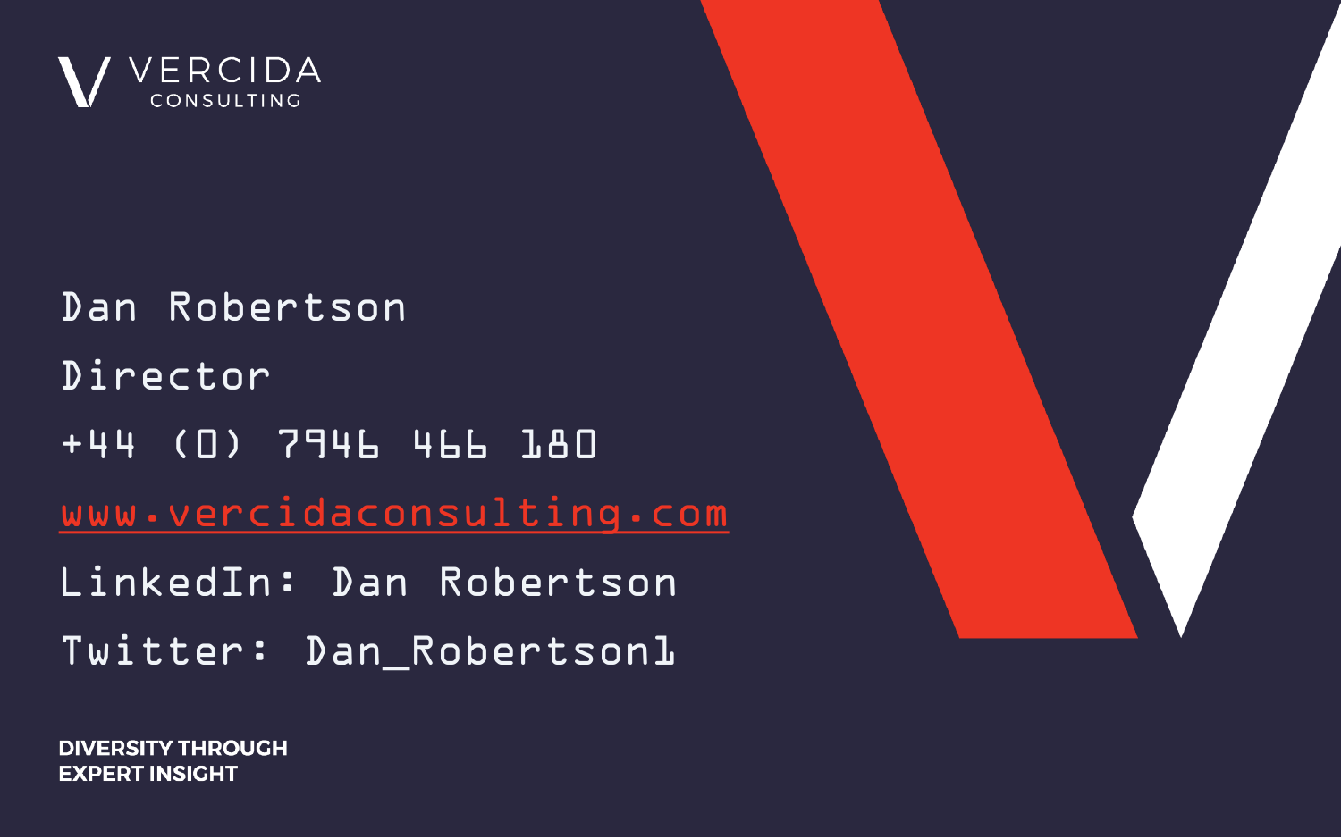VERCIDA
CONSULTING

Dan Robertson

Director

+44 (0) 7946 466 180

www.vercidaconsulting.com

LinkedIn: Dan Robertson

Twitter: Dan_Robertson1

**DIVERSITY THROUGH EXPERT INSIGHT**